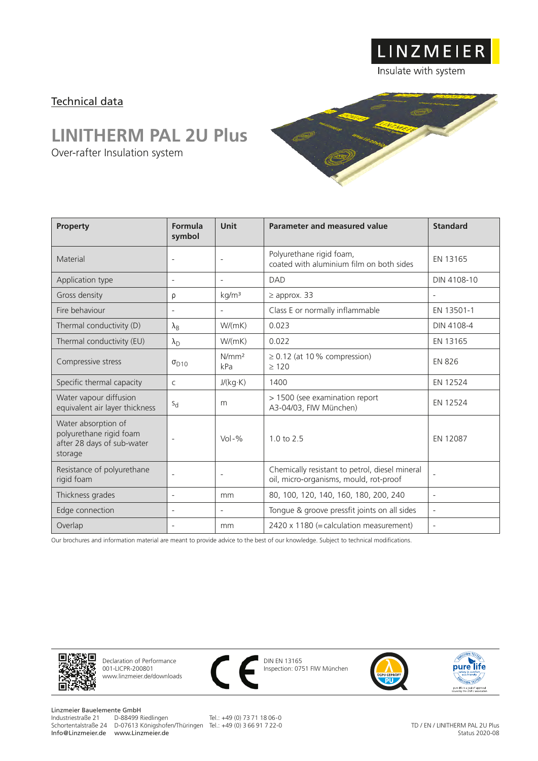LINZMEIER

Insulate with system

## Technical data

# LINITHERM PAL 2U Plus

Over-rafter Insulation system

| Property | Formula symbol | Unit | Parameter and measured value | Standard |
|---|---|---|---|---|
| Material | - | - | Polyurethane rigid foam, coated with aluminium film on both sides | EN 13165 |
| Application type | - | - | DAD | DIN 4108-10 |
| Gross density | ρ | kg/m³ | ≥ approx. 33 | - |
| Fire behaviour | - | - | Class E or normally inflammable | EN 13501-1 |
| Thermal conductivity (D) | $\lambda_B$ | W/(mK) | 0.023 | DIN 4108-4 |
| Thermal conductivity (EU) | $\lambda_D$ | W/(mK) | 0.022 | EN 13165 |
| Compressive stress | $\sigma_{D10}$ | N/mm² kPa | ≥ 0.12 (at 10 % compression) ≥ 120 | EN 826 |
| Specific thermal capacity | c | J/(kg·K) | 1400 | EN 12524 |
| Water vapour diffusion equivalent air layer thickness | $s_d$ | m | > 1500 (see examination report A3-04/03, FIW München) | EN 12524 |
| Water absorption of polyurethane rigid foam after 28 days of sub-water storage | - | Vol-% | 1.0 to 2.5 | EN 12087 |
| Resistance of polyurethane rigid foam | - | - | Chemically resistant to petrol, diesel mineral oil, micro-organisms, mould, rot-proof | - |
| Thickness grades | - | mm | 80, 100, 120, 140, 160, 180, 200, 240 | - |
| Edge connection | - | - | Tongue & groove pressfit joints on all sides | - |
| Overlap | - | mm | 2420 x 1180 (=calculation measurement) | - |

Our brochures and information material are meant to provide advice to the best of our knowledge. Subject to technical modifications.

Declaration of Performance
001-LICPR-200801
www.linzmeier.de/downloads

DIN EN 13165
Inspection: 0751 FIW München

Linzmeier Bauelemente GmbH
Industriestraße 21 D-88499 Riedlingen Tel.: +49 (0) 73 71 18 06-0
Schortentalstraße 24 D-07613 Königshofen/Thüringen Tel.: +49 (0) 3 66 91 7 22-0
Info@Linzmeier.de www.Linzmeier.de

TD / EN / LINITHERM PAL 2U Plus
Status 2020-08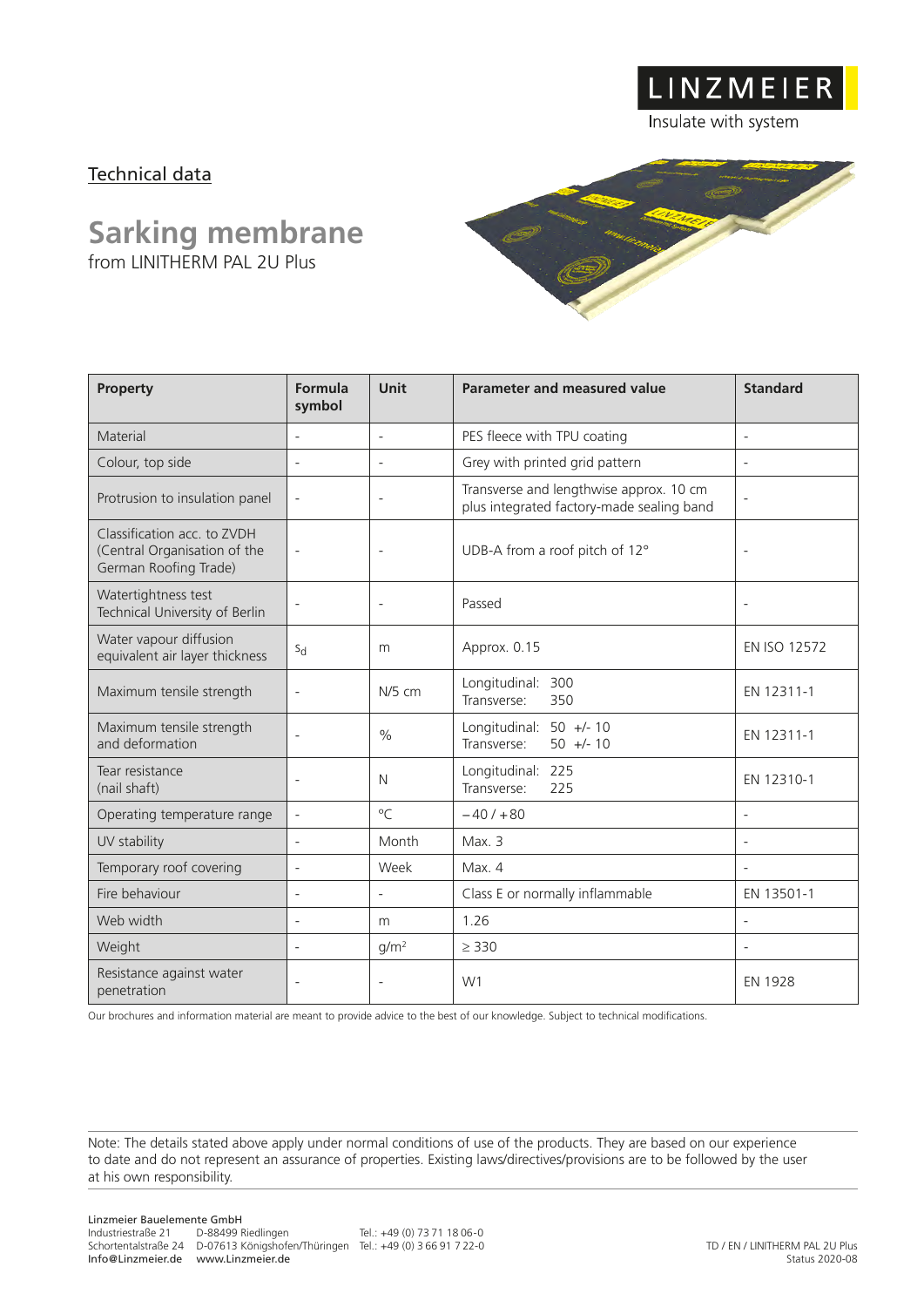LINZMEIER
Insulate with system

Technical data

# Sarking membrane
from LINITHERM PAL 2U Plus

| Property | Formula symbol | Unit | Parameter and measured value | Standard |
|---|---|---|---|---|
| Material | - | - | PES fleece with TPU coating | - |
| Colour, top side | - | - | Grey with printed grid pattern | - |
| Protrusion to insulation panel | - | - | Transverse and lengthwise approx. 10 cm plus integrated factory-made sealing band | - |
| Classification acc. to ZVDH (Central Organisation of the German Roofing Trade) | - | - | UDB-A from a roof pitch of 12° | - |
| Watertightness test Technical University of Berlin | - | - | Passed | - |
| Water vapour diffusion equivalent air layer thickness | $s_d$ | m | Approx. 0.15 | EN ISO 12572 |
| Maximum tensile strength | - | N/5 cm | Longitudinal: 300<br>Transverse: 350 | EN 12311-1 |
| Maximum tensile strength and deformation | - | % | Longitudinal: 50 +/- 10<br>Transverse: 50 +/- 10 | EN 12311-1 |
| Tear resistance (nail shaft) | - | N | Longitudinal: 225<br>Transverse: 225 | EN 12310-1 |
| Operating temperature range | - | °C | – 40 / + 80 | - |
| UV stability | - | Month | Max. 3 | - |
| Temporary roof covering | - | Week | Max. 4 | - |
| Fire behaviour | - | - | Class E or normally inflammable | EN 13501-1 |
| Web width | - | m | 1.26 | - |
| Weight | - | g/m² | ≥ 330 | - |
| Resistance against water penetration | - | - | W1 | EN 1928 |

Our brochures and information material are meant to provide advice to the best of our knowledge. Subject to technical modifications.

Note: The details stated above apply under normal conditions of use of the products. They are based on our experience to date and do not represent an assurance of properties. Existing laws/directives/provisions are to be followed by the user at his own responsibility.

Linzmeier Bauelemente GmbH
Industriestraße 21 D-88499 Riedlingen Tel.: +49 (0) 73 71 18 06-0
Schortentalstraße 24 D-07613 Königshofen/Thüringen Tel.: +49 (0) 3 66 91 7 22-0
Info@Linzmeier.de www.Linzmeier.de

TD / EN / LINITHERM PAL 2U Plus
Status 2020-08